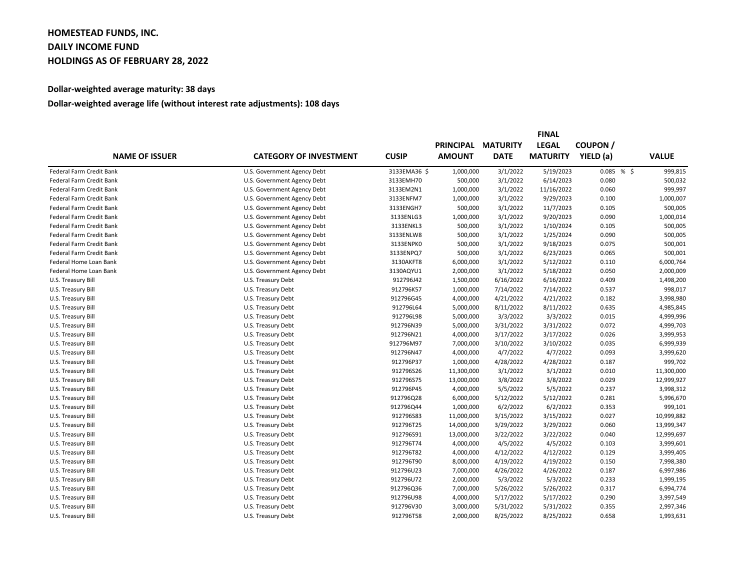# HOMESTEAD FUNDS, INC.
# DAILY INCOME FUND
# HOLDINGS AS OF FEBRUARY 28, 2022

**Dollar-weighted average maturity: 38 days**

**Dollar-weighted average life (without interest rate adjustments): 108 days**

| NAME OF ISSUER | CATEGORY OF INVESTMENT | CUSIP | PRINCIPAL AMOUNT | MATURITY DATE | FINAL LEGAL MATURITY | COUPON / YIELD (a) | VALUE |
|---|---|---|---|---|---|---|---|
| Federal Farm Credit Bank | U.S. Government Agency Debt | 3133EMA36 $ | 1,000,000 | 3/1/2022 | 5/19/2023 | 0.085 % | $ 999,815 |
| Federal Farm Credit Bank | U.S. Government Agency Debt | 3133EMH70 | 500,000 | 3/1/2022 | 6/14/2023 | 0.080 | 500,032 |
| Federal Farm Credit Bank | U.S. Government Agency Debt | 3133EM2N1 | 1,000,000 | 3/1/2022 | 11/16/2022 | 0.060 | 999,997 |
| Federal Farm Credit Bank | U.S. Government Agency Debt | 3133ENFM7 | 1,000,000 | 3/1/2022 | 9/29/2023 | 0.100 | 1,000,007 |
| Federal Farm Credit Bank | U.S. Government Agency Debt | 3133ENGH7 | 500,000 | 3/1/2022 | 11/7/2023 | 0.105 | 500,005 |
| Federal Farm Credit Bank | U.S. Government Agency Debt | 3133ENLG3 | 1,000,000 | 3/1/2022 | 9/20/2023 | 0.090 | 1,000,014 |
| Federal Farm Credit Bank | U.S. Government Agency Debt | 3133ENKL3 | 500,000 | 3/1/2022 | 1/10/2024 | 0.105 | 500,005 |
| Federal Farm Credit Bank | U.S. Government Agency Debt | 3133ENLW8 | 500,000 | 3/1/2022 | 1/25/2024 | 0.090 | 500,005 |
| Federal Farm Credit Bank | U.S. Government Agency Debt | 3133ENPK0 | 500,000 | 3/1/2022 | 9/18/2023 | 0.075 | 500,001 |
| Federal Farm Credit Bank | U.S. Government Agency Debt | 3133ENPQ7 | 500,000 | 3/1/2022 | 6/23/2023 | 0.065 | 500,001 |
| Federal Home Loan Bank | U.S. Government Agency Debt | 3130AKFT8 | 6,000,000 | 3/1/2022 | 5/12/2022 | 0.110 | 6,000,764 |
| Federal Home Loan Bank | U.S. Government Agency Debt | 3130AQYU1 | 2,000,000 | 3/1/2022 | 5/18/2022 | 0.050 | 2,000,009 |
| U.S. Treasury Bill | U.S. Treasury Debt | 912796J42 | 1,500,000 | 6/16/2022 | 6/16/2022 | 0.409 | 1,498,200 |
| U.S. Treasury Bill | U.S. Treasury Debt | 912796K57 | 1,000,000 | 7/14/2022 | 7/14/2022 | 0.537 | 998,017 |
| U.S. Treasury Bill | U.S. Treasury Debt | 912796G45 | 4,000,000 | 4/21/2022 | 4/21/2022 | 0.182 | 3,998,980 |
| U.S. Treasury Bill | U.S. Treasury Debt | 912796L64 | 5,000,000 | 8/11/2022 | 8/11/2022 | 0.635 | 4,985,845 |
| U.S. Treasury Bill | U.S. Treasury Debt | 912796L98 | 5,000,000 | 3/3/2022 | 3/3/2022 | 0.015 | 4,999,996 |
| U.S. Treasury Bill | U.S. Treasury Debt | 912796N39 | 5,000,000 | 3/31/2022 | 3/31/2022 | 0.072 | 4,999,703 |
| U.S. Treasury Bill | U.S. Treasury Debt | 912796N21 | 4,000,000 | 3/17/2022 | 3/17/2022 | 0.026 | 3,999,953 |
| U.S. Treasury Bill | U.S. Treasury Debt | 912796M97 | 7,000,000 | 3/10/2022 | 3/10/2022 | 0.035 | 6,999,939 |
| U.S. Treasury Bill | U.S. Treasury Debt | 912796N47 | 4,000,000 | 4/7/2022 | 4/7/2022 | 0.093 | 3,999,620 |
| U.S. Treasury Bill | U.S. Treasury Debt | 912796P37 | 1,000,000 | 4/28/2022 | 4/28/2022 | 0.187 | 999,702 |
| U.S. Treasury Bill | U.S. Treasury Debt | 912796S26 | 11,300,000 | 3/1/2022 | 3/1/2022 | 0.010 | 11,300,000 |
| U.S. Treasury Bill | U.S. Treasury Debt | 912796S75 | 13,000,000 | 3/8/2022 | 3/8/2022 | 0.029 | 12,999,927 |
| U.S. Treasury Bill | U.S. Treasury Debt | 912796P45 | 4,000,000 | 5/5/2022 | 5/5/2022 | 0.237 | 3,998,312 |
| U.S. Treasury Bill | U.S. Treasury Debt | 912796Q28 | 6,000,000 | 5/12/2022 | 5/12/2022 | 0.281 | 5,996,670 |
| U.S. Treasury Bill | U.S. Treasury Debt | 912796Q44 | 1,000,000 | 6/2/2022 | 6/2/2022 | 0.353 | 999,101 |
| U.S. Treasury Bill | U.S. Treasury Debt | 912796S83 | 11,000,000 | 3/15/2022 | 3/15/2022 | 0.027 | 10,999,882 |
| U.S. Treasury Bill | U.S. Treasury Debt | 912796T25 | 14,000,000 | 3/29/2022 | 3/29/2022 | 0.060 | 13,999,347 |
| U.S. Treasury Bill | U.S. Treasury Debt | 912796S91 | 13,000,000 | 3/22/2022 | 3/22/2022 | 0.040 | 12,999,697 |
| U.S. Treasury Bill | U.S. Treasury Debt | 912796T74 | 4,000,000 | 4/5/2022 | 4/5/2022 | 0.103 | 3,999,601 |
| U.S. Treasury Bill | U.S. Treasury Debt | 912796T82 | 4,000,000 | 4/12/2022 | 4/12/2022 | 0.129 | 3,999,405 |
| U.S. Treasury Bill | U.S. Treasury Debt | 912796T90 | 8,000,000 | 4/19/2022 | 4/19/2022 | 0.150 | 7,998,380 |
| U.S. Treasury Bill | U.S. Treasury Debt | 912796U23 | 7,000,000 | 4/26/2022 | 4/26/2022 | 0.187 | 6,997,986 |
| U.S. Treasury Bill | U.S. Treasury Debt | 912796U72 | 2,000,000 | 5/3/2022 | 5/3/2022 | 0.233 | 1,999,195 |
| U.S. Treasury Bill | U.S. Treasury Debt | 912796Q36 | 7,000,000 | 5/26/2022 | 5/26/2022 | 0.317 | 6,994,774 |
| U.S. Treasury Bill | U.S. Treasury Debt | 912796U98 | 4,000,000 | 5/17/2022 | 5/17/2022 | 0.290 | 3,997,549 |
| U.S. Treasury Bill | U.S. Treasury Debt | 912796V30 | 3,000,000 | 5/31/2022 | 5/31/2022 | 0.355 | 2,997,346 |
| U.S. Treasury Bill | U.S. Treasury Debt | 912796T58 | 2,000,000 | 8/25/2022 | 8/25/2022 | 0.658 | 1,993,631 |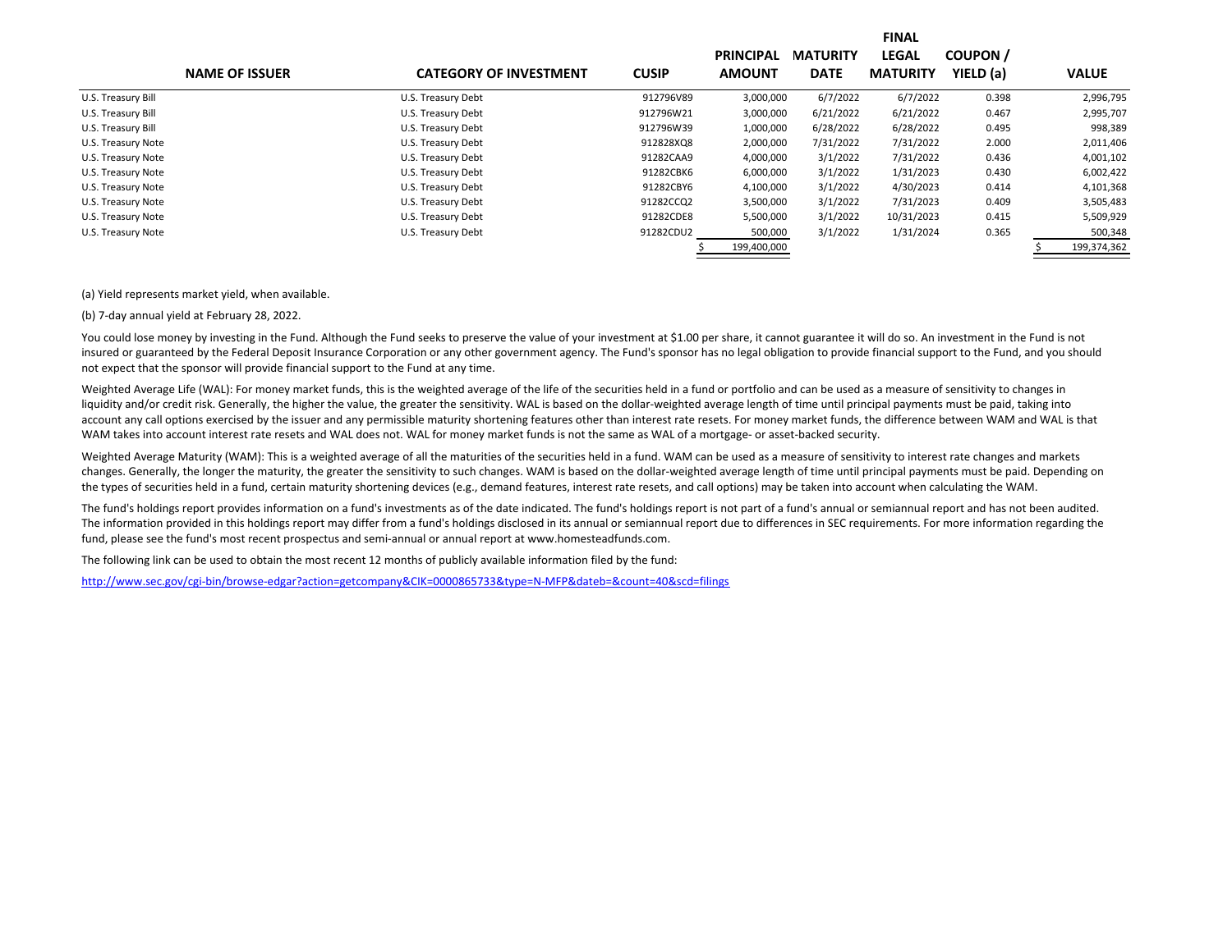| NAME OF ISSUER | CATEGORY OF INVESTMENT | CUSIP | PRINCIPAL AMOUNT | MATURITY DATE | FINAL LEGAL MATURITY | COUPON / YIELD (a) | VALUE |
|---|---|---|---|---|---|---|---|
| U.S. Treasury Bill | U.S. Treasury Debt | 912796V89 | 3,000,000 | 6/7/2022 | 6/7/2022 | 0.398 | 2,996,795 |
| U.S. Treasury Bill | U.S. Treasury Debt | 912796W21 | 3,000,000 | 6/21/2022 | 6/21/2022 | 0.467 | 2,995,707 |
| U.S. Treasury Bill | U.S. Treasury Debt | 912796W39 | 1,000,000 | 6/28/2022 | 6/28/2022 | 0.495 | 998,389 |
| U.S. Treasury Note | U.S. Treasury Debt | 912828XQ8 | 2,000,000 | 7/31/2022 | 7/31/2022 | 2.000 | 2,011,406 |
| U.S. Treasury Note | U.S. Treasury Debt | 91282CAA9 | 4,000,000 | 3/1/2022 | 7/31/2022 | 0.436 | 4,001,102 |
| U.S. Treasury Note | U.S. Treasury Debt | 91282CBK6 | 6,000,000 | 3/1/2022 | 1/31/2023 | 0.430 | 6,002,422 |
| U.S. Treasury Note | U.S. Treasury Debt | 91282CBY6 | 4,100,000 | 3/1/2022 | 4/30/2023 | 0.414 | 4,101,368 |
| U.S. Treasury Note | U.S. Treasury Debt | 91282CCQ2 | 3,500,000 | 3/1/2022 | 7/31/2023 | 0.409 | 3,505,483 |
| U.S. Treasury Note | U.S. Treasury Debt | 91282CDE8 | 5,500,000 | 3/1/2022 | 10/31/2023 | 0.415 | 5,509,929 |
| U.S. Treasury Note | U.S. Treasury Debt | 91282CDU2 | 500,000 | 3/1/2022 | 1/31/2024 | 0.365 | 500,348 |
| | | | $ 199,400,000 | | | | $ 199,374,362 |

(a) Yield represents market yield, when available.

(b) 7-day annual yield at February 28, 2022.

You could lose money by investing in the Fund. Although the Fund seeks to preserve the value of your investment at $1.00 per share, it cannot guarantee it will do so. An investment in the Fund is not insured or guaranteed by the Federal Deposit Insurance Corporation or any other government agency. The Fund's sponsor has no legal obligation to provide financial support to the Fund, and you should not expect that the sponsor will provide financial support to the Fund at any time.

Weighted Average Life (WAL): For money market funds, this is the weighted average of the life of the securities held in a fund or portfolio and can be used as a measure of sensitivity to changes in liquidity and/or credit risk. Generally, the higher the value, the greater the sensitivity. WAL is based on the dollar-weighted average length of time until principal payments must be paid, taking into account any call options exercised by the issuer and any permissible maturity shortening features other than interest rate resets. For money market funds, the difference between WAM and WAL is that WAM takes into account interest rate resets and WAL does not. WAL for money market funds is not the same as WAL of a mortgage- or asset-backed security.

Weighted Average Maturity (WAM): This is a weighted average of all the maturities of the securities held in a fund. WAM can be used as a measure of sensitivity to interest rate changes and markets changes. Generally, the longer the maturity, the greater the sensitivity to such changes. WAM is based on the dollar-weighted average length of time until principal payments must be paid. Depending on the types of securities held in a fund, certain maturity shortening devices (e.g., demand features, interest rate resets, and call options) may be taken into account when calculating the WAM.

The fund's holdings report provides information on a fund's investments as of the date indicated. The fund's holdings report is not part of a fund's annual or semiannual report and has not been audited. The information provided in this holdings report may differ from a fund's holdings disclosed in its annual or semiannual report due to differences in SEC requirements. For more information regarding the fund, please see the fund's most recent prospectus and semi-annual or annual report at www.homesteadfunds.com.

The following link can be used to obtain the most recent 12 months of publicly available information filed by the fund:

http://www.sec.gov/cgi-bin/browse-edgar?action=getcompany&CIK=0000865733&type=N-MFP&dateb=&count=40&scd=filings